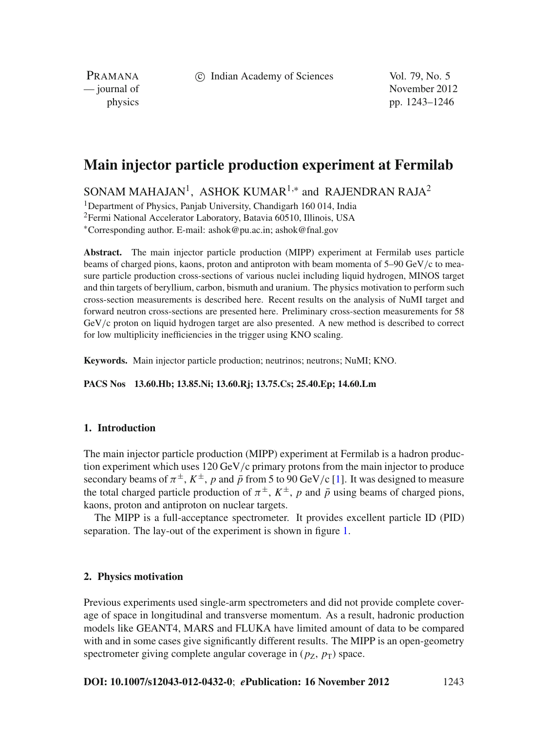# Main injector particle production experiment at Fermilab

SONAM MAHAJAN[1], ASHOK KUMAR[1,*] and RAJENDRAN RAJA[2]

[1]Department of Physics, Panjab University, Chandigarh 160 014, India
[2]Fermi National Accelerator Laboratory, Batavia 60510, Illinois, USA
[*]Corresponding author. E-mail: ashok@pu.ac.in; ashok@fnal.gov

**Abstract.** The main injector particle production (MIPP) experiment at Fermilab uses particle beams of charged pions, kaons, proton and antiproton with beam momenta of 5–90 GeV/c to measure particle production cross-sections of various nuclei including liquid hydrogen, MINOS target and thin targets of beryllium, carbon, bismuth and uranium. The physics motivation to perform such cross-section measurements is described here. Recent results on the analysis of NuMI target and forward neutron cross-sections are presented here. Preliminary cross-section measurements for 58 GeV/c proton on liquid hydrogen target are also presented. A new method is described to correct for low multiplicity inefficiencies in the trigger using KNO scaling.

**Keywords.** Main injector particle production; neutrinos; neutrons; NuMI; KNO.

**PACS Nos** **13.60.Hb; 13.85.Ni; 13.60.Rj; 13.75.Cs; 25.40.Ep; 14.60.Lm**

## 1. Introduction

The main injector particle production (MIPP) experiment at Fermilab is a hadron production experiment which uses 120 GeV/c primary protons from the main injector to produce secondary beams of $\pi^{\pm}$, $K^{\pm}$, $p$ and $\bar{p}$ from 5 to 90 GeV/c [1]. It was designed to measure the total charged particle production of $\pi^{\pm}$, $K^{\pm}$, $p$ and $\bar{p}$ using beams of charged pions, kaons, proton and antiproton on nuclear targets.

The MIPP is a full-acceptance spectrometer. It provides excellent particle ID (PID) separation. The lay-out of the experiment is shown in figure 1.

## 2. Physics motivation

Previous experiments used single-arm spectrometers and did not provide complete coverage of space in longitudinal and transverse momentum. As a result, hadronic production models like GEANT4, MARS and FLUKA have limited amount of data to be compared with and in some cases give significantly different results. The MIPP is an open-geometry spectrometer giving complete angular coverage in ($p_{\mathrm{Z}}$, $p_{\mathrm{T}}$) space.

**DOI: 10.1007/s12043-012-0432-0**; ***e*Publication: 16 November 2012**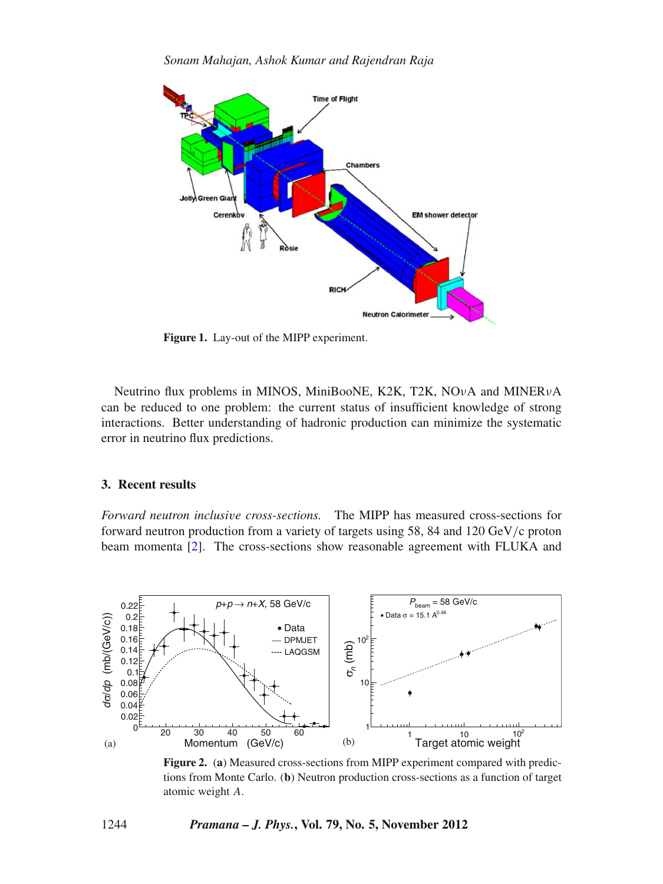**Figure 1.** Lay-out of the MIPP experiment.

Neutrino flux problems in MINOS, MiniBooNE, K2K, T2K, NO$\nu$A and MINER$\nu$A can be reduced to one problem: the current status of insufficient knowledge of strong interactions. Better understanding of hadronic production can minimize the systematic error in neutrino flux predictions.

## 3. Recent results

*Forward neutron inclusive cross-sections.* The MIPP has measured cross-sections for forward neutron production from a variety of targets using 58, 84 and 120 GeV/c proton beam momenta [2]. The cross-sections show reasonable agreement with FLUKA and

**Figure 2.** (**a**) Measured cross-sections from MIPP experiment compared with predictions from Monte Carlo. (**b**) Neutron production cross-sections as a function of target atomic weight $A$.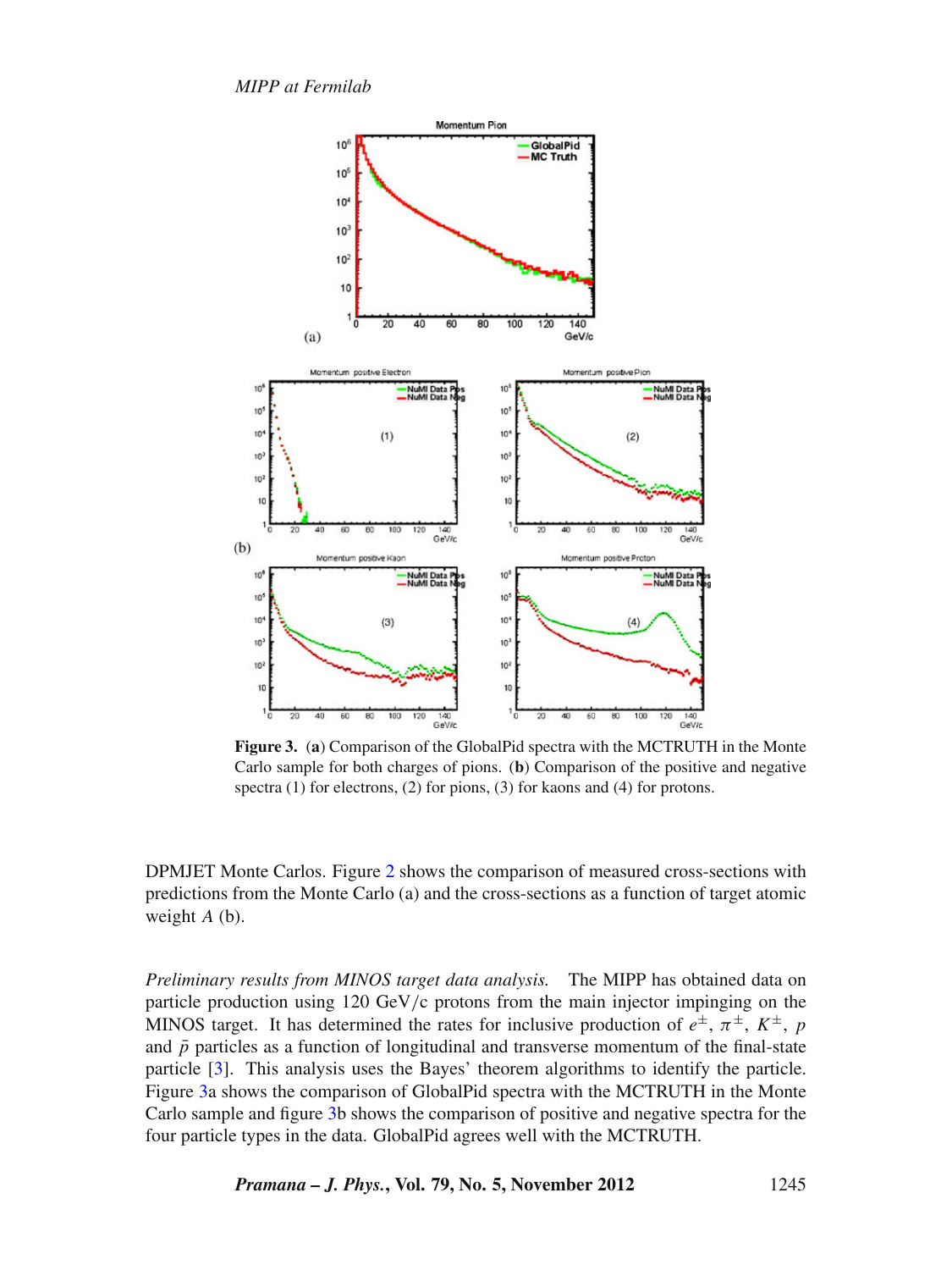**Figure 3.** (**a**) Comparison of the GlobalPid spectra with the MCTRUTH in the Monte Carlo sample for both charges of pions. (**b**) Comparison of the positive and negative spectra (1) for electrons, (2) for pions, (3) for kaons and (4) for protons.

DPMJET Monte Carlos. Figure 2 shows the comparison of measured cross-sections with predictions from the Monte Carlo (a) and the cross-sections as a function of target atomic weight $A$ (b).

*Preliminary results from MINOS target data analysis.* The MIPP has obtained data on particle production using 120 GeV/c protons from the main injector impinging on the MINOS target. It has determined the rates for inclusive production of $e^{\pm}$, $\pi^{\pm}$, $K^{\pm}$, $p$ and $\bar{p}$ particles as a function of longitudinal and transverse momentum of the final-state particle [3]. This analysis uses the Bayes' theorem algorithms to identify the particle. Figure 3a shows the comparison of GlobalPid spectra with the MCTRUTH in the Monte Carlo sample and figure 3b shows the comparison of positive and negative spectra for the four particle types in the data. GlobalPid agrees well with the MCTRUTH.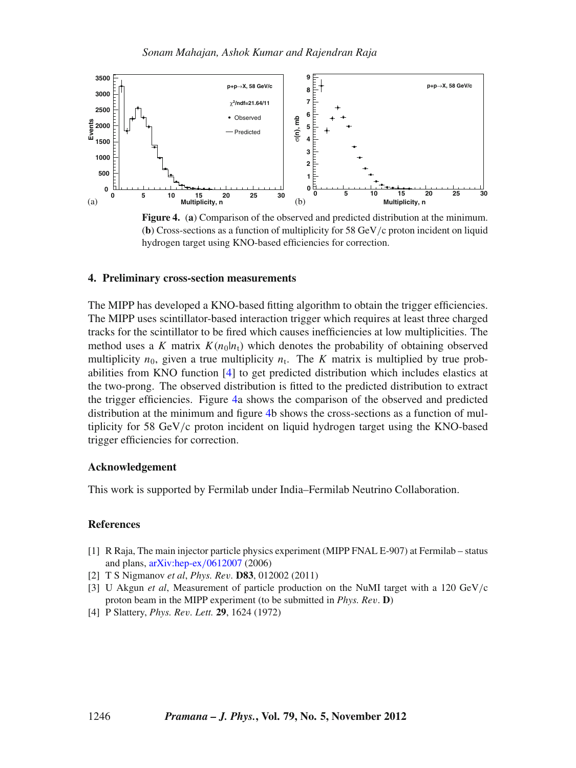(a)

3500
3000
2500
2000
1500
1000
500
0

Events

0 5 10 15 20 25 30

Multiplicity, n

p+p→X, 58 GeV/c

$\chi^2$/ndf=21.64/11

Observed

Predicted

(b)

9
8
7
6
5
4
3
2
1
0

σ(n), mb

0 5 10 15 20 25 30

Multiplicity, n

p+p→X, 58 GeV/c

**Figure 4.** (**a**) Comparison of the observed and predicted distribution at the minimum. (**b**) Cross-sections as a function of multiplicity for 58 GeV/c proton incident on liquid hydrogen target using KNO-based efficiencies for correction.

## 4. Preliminary cross-section measurements

The MIPP has developed a KNO-based fitting algorithm to obtain the trigger efficiencies. The MIPP uses scintillator-based interaction trigger which requires at least three charged tracks for the scintillator to be fired which causes inefficiencies at low multiplicities. The method uses a $K$ matrix $K(n_0|n_t)$ which denotes the probability of obtaining observed multiplicity $n_0$, given a true multiplicity $n_t$. The $K$ matrix is multiplied by true probabilities from KNO function [4] to get predicted distribution which includes elastics at the two-prong. The observed distribution is fitted to the predicted distribution to extract the trigger efficiencies. Figure 4a shows the comparison of the observed and predicted distribution at the minimum and figure 4b shows the cross-sections as a function of multiplicity for 58 GeV/c proton incident on liquid hydrogen target using the KNO-based trigger efficiencies for correction.

### Acknowledgement

This work is supported by Fermilab under India–Fermilab Neutrino Collaboration.

### References

[1] R Raja, The main injector particle physics experiment (MIPP FNAL E-907) at Fermilab – status and plans, arXiv:hep-ex/0612007 (2006)

[2] T S Nigmanov *et al*, *Phys. Rev.* **D83**, 012002 (2011)

[3] U Akgun *et al*, Measurement of particle production on the NuMI target with a 120 GeV/c proton beam in the MIPP experiment (to be submitted in *Phys. Rev.* **D**)

[4] P Slattery, *Phys. Rev. Lett.* **29**, 1624 (1972)